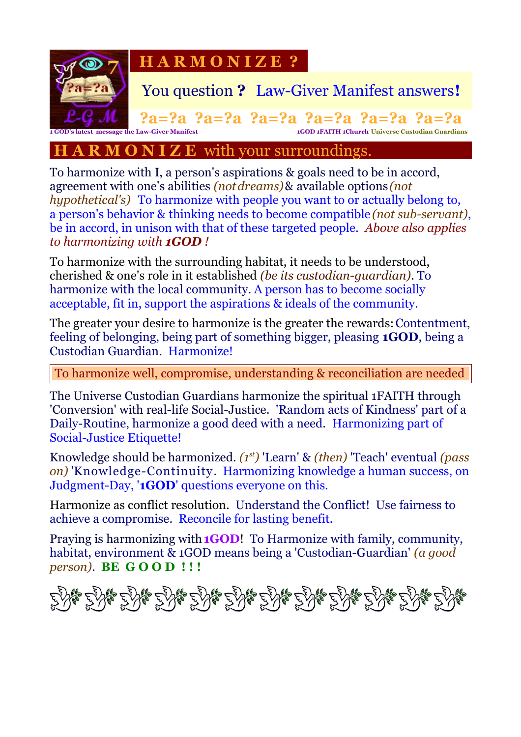# H A R M O N I Z E ?

You question **?** Law-Giver Manifest answers**!**

**?a=?a ?a=?a ?a=?a ?a=?a ?a=?a ?a=?a**

1 GOD's latest message the Law-Giver Manifest

1GOD 1FAITH 1Church Universe Custodian Guardians

## H A R M O N I Z E with your surroundings.

To harmonize with I, a person's aspirations & goals need to be in accord, agreement with one's abilities *(not dreams)* & available options *(not hypothetical's)* To harmonize with people you want to or actually belong to, a person's behavior & thinking needs to become compatible *(not sub-servant)*, be in accord, in unison with that of these targeted people. *Above also applies to harmonizing with* ***1GOD*** *!*

To harmonize with the surrounding habitat, it needs to be understood, cherished & one's role in it established *(be its custodian-guardian)*. To harmonize with the local community. A person has to become socially acceptable, fit in, support the aspirations & ideals of the community.

The greater your desire to harmonize is the greater the rewards: Contentment, feeling of belonging, being part of something bigger, pleasing **1GOD**, being a Custodian Guardian. Harmonize!

To harmonize well, compromise, understanding & reconciliation are needed

The Universe Custodian Guardians harmonize the spiritual 1FAITH through 'Conversion' with real-life Social-Justice. 'Random acts of Kindness' part of a Daily-Routine, harmonize a good deed with a need. Harmonizing part of Social-Justice Etiquette!

Knowledge should be harmonized. *(1st)* 'Learn' & *(then)* 'Teach' eventual *(pass on)* 'Knowledge-Continuity. Harmonizing knowledge a human success, on Judgment-Day, '**1GOD**' questions everyone on this.

Harmonize as conflict resolution. Understand the Conflict! Use fairness to achieve a compromise. Reconcile for lasting benefit.

Praying is harmonizing with **1GOD**! To Harmonize with family, community, habitat, environment & 1GOD means being a 'Custodian-Guardian' *(a good person)*. **BE G O O D ! ! !**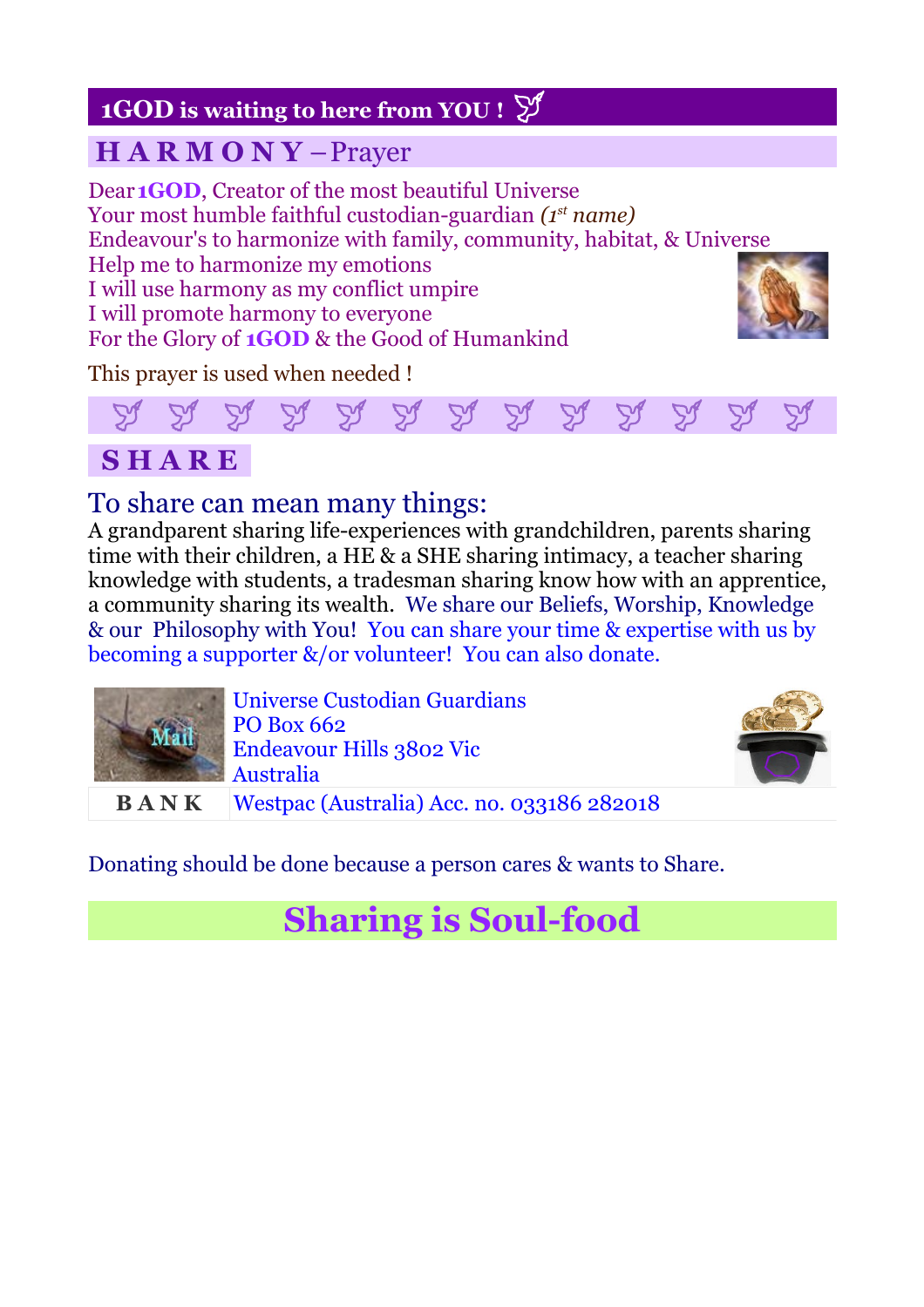## 1GOD is waiting to here from YOU !

### H A R M O N Y – Prayer

Dear **1GOD**, Creator of the most beautiful Universe
Your most humble faithful custodian-guardian *(1st name)*
Endeavour's to harmonize with family, community, habitat, & Universe
Help me to harmonize my emotions
I will use harmony as my conflict umpire
I will promote harmony to everyone
For the Glory of **1GOD** & the Good of Humankind

This prayer is used when needed !

### S H A R E

#### To share can mean many things:

A grandparent sharing life-experiences with grandchildren, parents sharing time with their children, a HE & a SHE sharing intimacy, a teacher sharing knowledge with students, a tradesman sharing know how with an apprentice, a community sharing its wealth. We share our Beliefs, Worship, Knowledge & our Philosophy with You! You can share your time & expertise with us by becoming a supporter &/or volunteer! You can also donate.

Universe Custodian Guardians
PO Box 662
Endeavour Hills 3802 Vic
Australia

| | |
|---|---|
| **B A N K** | Westpac (Australia) Acc. no. 033186 282018 |

Donating should be done because a person cares & wants to Share.

## Sharing is Soul-food